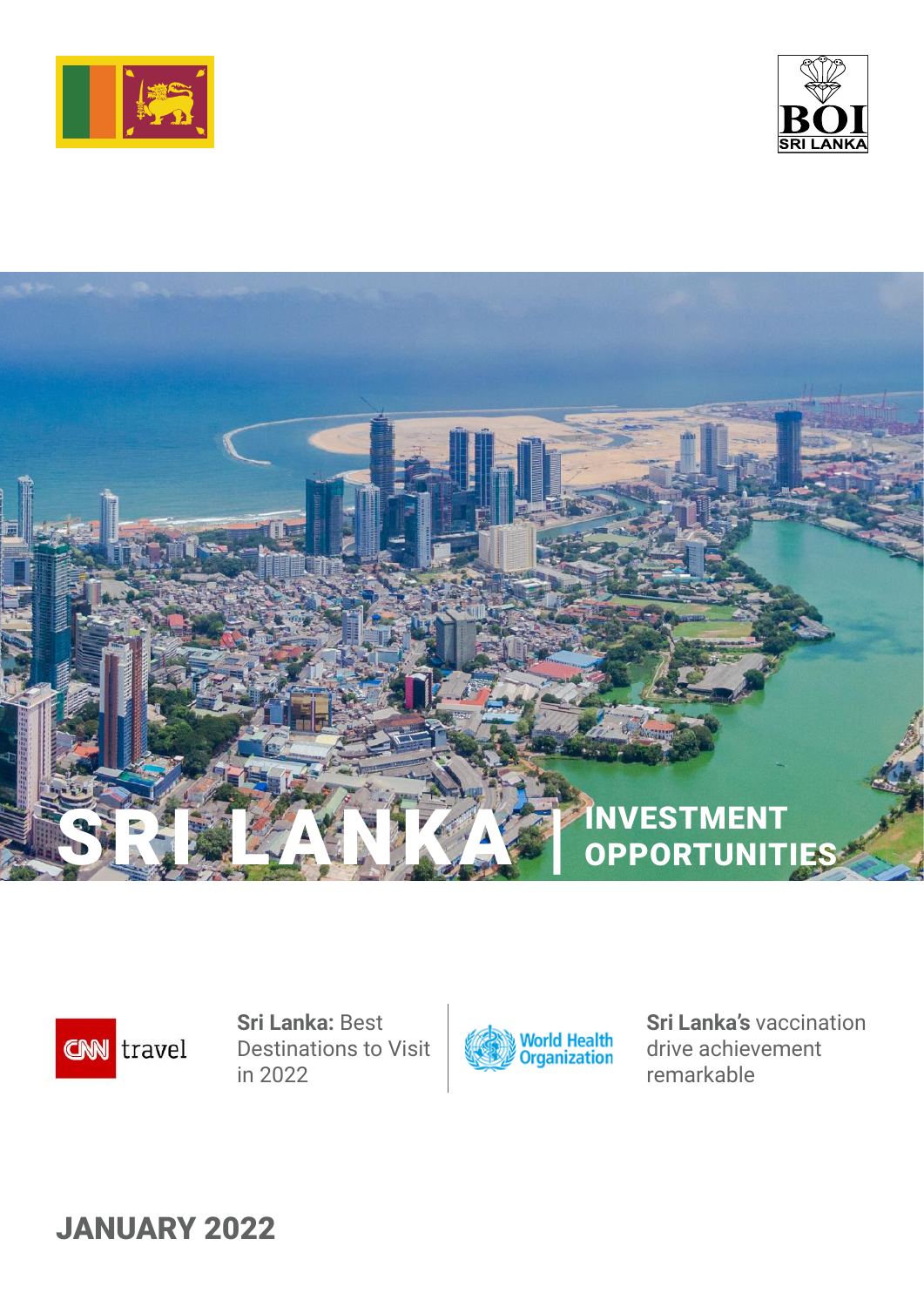BOI SRI LANKA

# SRI LANKA | INVESTMENT OPPORTUNITIES

CNN travel

**Sri Lanka:** Best Destinations to Visit in 2022

World Health Organization

**Sri Lanka's** vaccination drive achievement remarkable

## JANUARY 2022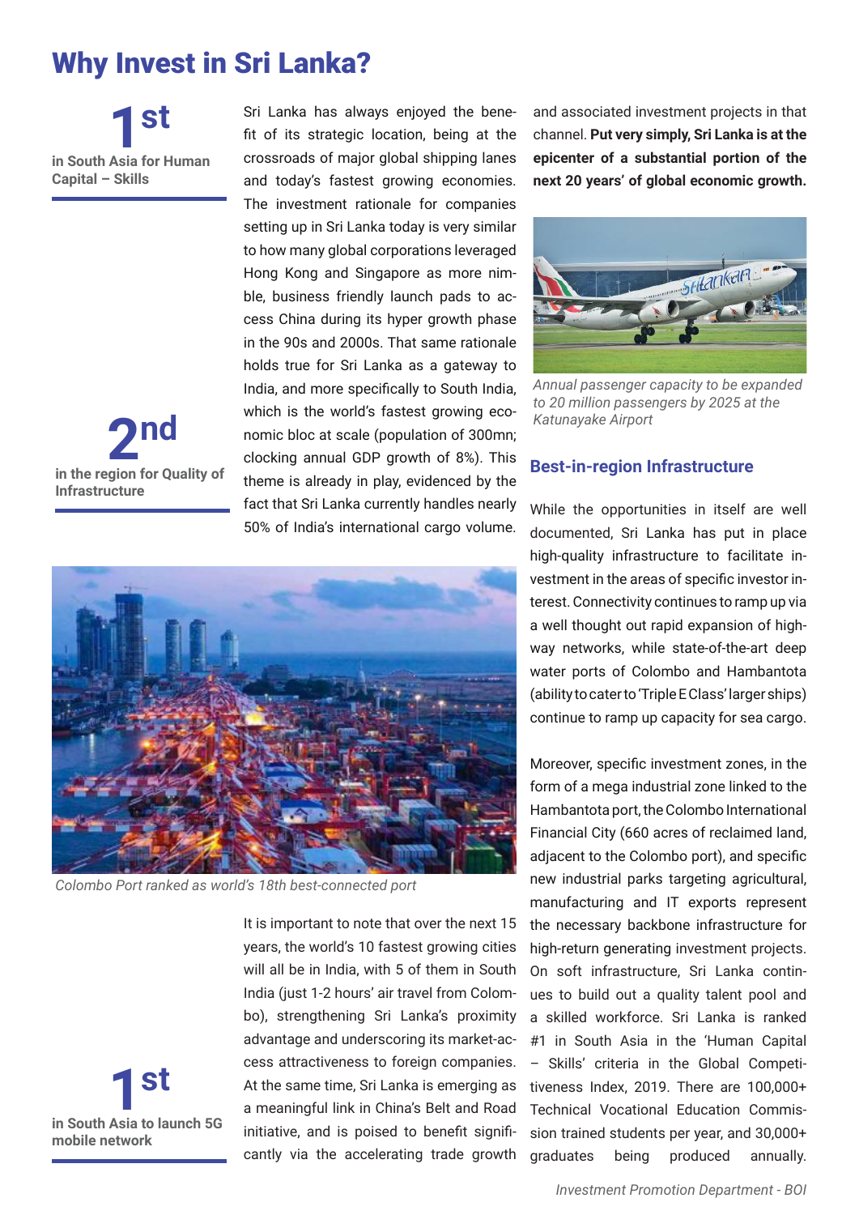# Why Invest in Sri Lanka?

**1st**
**in South Asia for Human Capital – Skills**

**2nd**
**in the region for Quality of Infrastructure**

**1st**
**in South Asia to launch 5G mobile network**

Sri Lanka has always enjoyed the benefit of its strategic location, being at the crossroads of major global shipping lanes and today's fastest growing economies. The investment rationale for companies setting up in Sri Lanka today is very similar to how many global corporations leveraged Hong Kong and Singapore as more nimble, business friendly launch pads to access China during its hyper growth phase in the 90s and 2000s. That same rationale holds true for Sri Lanka as a gateway to India, and more specifically to South India, which is the world's fastest growing economic bloc at scale (population of 300mn; clocking annual GDP growth of 8%). This theme is already in play, evidenced by the fact that Sri Lanka currently handles nearly 50% of India's international cargo volume.

*Colombo Port ranked as world's 18th best-connected port*

It is important to note that over the next 15 years, the world's 10 fastest growing cities will all be in India, with 5 of them in South India (just 1-2 hours' air travel from Colombo), strengthening Sri Lanka's proximity advantage and underscoring its market-access attractiveness to foreign companies. At the same time, Sri Lanka is emerging as a meaningful link in China's Belt and Road initiative, and is poised to benefit significantly via the accelerating trade growth and associated investment projects in that channel. **Put very simply, Sri Lanka is at the epicenter of a substantial portion of the next 20 years' of global economic growth.**

*Annual passenger capacity to be expanded to 20 million passengers by 2025 at the Katunayake Airport*

## Best-in-region Infrastructure

While the opportunities in itself are well documented, Sri Lanka has put in place high-quality infrastructure to facilitate investment in the areas of specific investor interest. Connectivity continues to ramp up via a well thought out rapid expansion of highway networks, while state-of-the-art deep water ports of Colombo and Hambantota (ability to cater to 'Triple E Class' larger ships) continue to ramp up capacity for sea cargo.

Moreover, specific investment zones, in the form of a mega industrial zone linked to the Hambantota port, the Colombo International Financial City (660 acres of reclaimed land, adjacent to the Colombo port), and specific new industrial parks targeting agricultural, manufacturing and IT exports represent the necessary backbone infrastructure for high-return generating investment projects. On soft infrastructure, Sri Lanka continues to build out a quality talent pool and a skilled workforce. Sri Lanka is ranked #1 in South Asia in the 'Human Capital – Skills' criteria in the Global Competitiveness Index, 2019. There are 100,000+ Technical Vocational Education Commission trained students per year, and 30,000+ graduates being produced annually.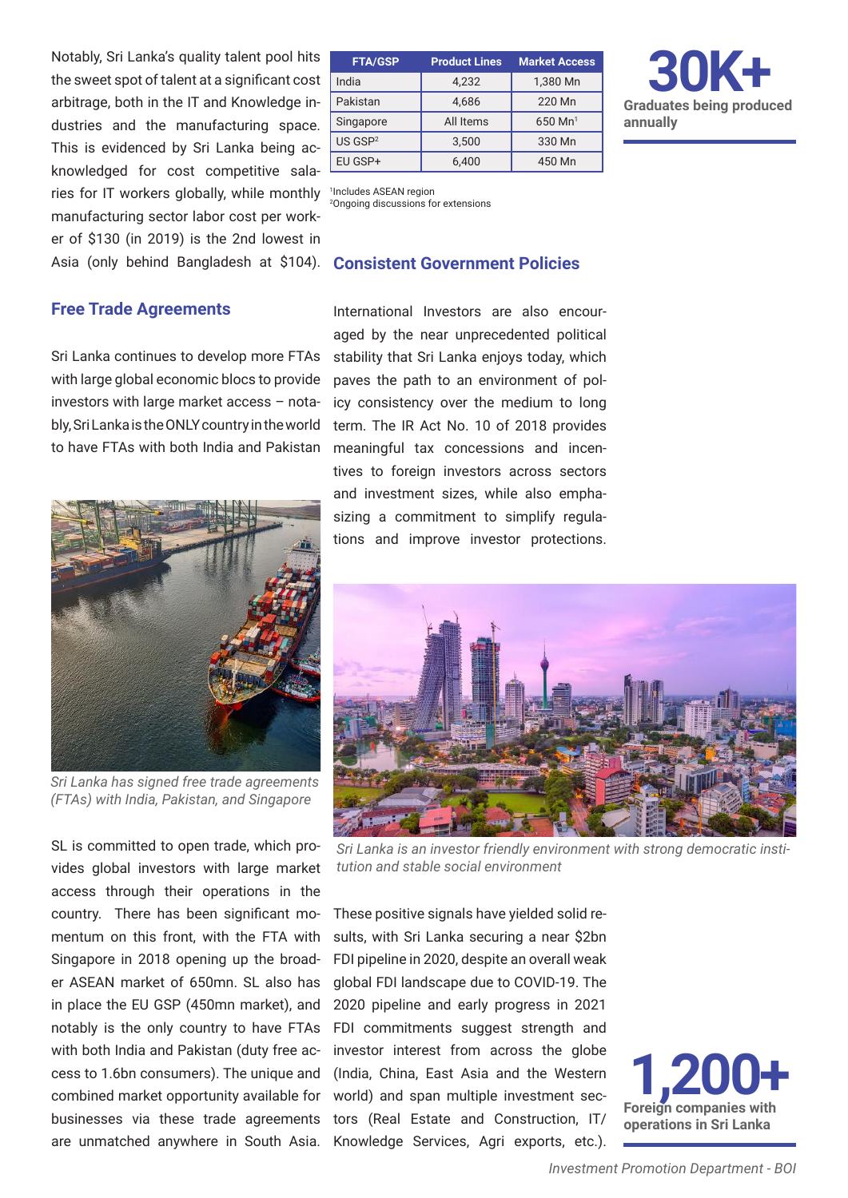Notably, Sri Lanka's quality talent pool hits the sweet spot of talent at a significant cost arbitrage, both in the IT and Knowledge industries and the manufacturing space. This is evidenced by Sri Lanka being acknowledged for cost competitive salaries for IT workers globally, while monthly manufacturing sector labor cost per worker of $130 (in 2019) is the 2nd lowest in Asia (only behind Bangladesh at $104).

## Free Trade Agreements

Sri Lanka continues to develop more FTAs with large global economic blocs to provide investors with large market access – notably, Sri Lanka is the ONLY country in the world to have FTAs with both India and Pakistan

*Sri Lanka has signed free trade agreements (FTAs) with India, Pakistan, and Singapore*

SL is committed to open trade, which provides global investors with large market access through their operations in the country. There has been significant momentum on this front, with the FTA with Singapore in 2018 opening up the broader ASEAN market of 650mn. SL also has in place the EU GSP (450mn market), and notably is the only country to have FTAs with both India and Pakistan (duty free access to 1.6bn consumers). The unique and combined market opportunity available for businesses via these trade agreements are unmatched anywhere in South Asia.

| FTA/GSP | Product Lines | Market Access |
|---|---|---|
| India | 4,232 | 1,380 Mn |
| Pakistan | 4,686 | 220 Mn |
| Singapore | All Items | 650 Mn[1] |
| US GSP[2] | 3,500 | 330 Mn |
| EU GSP+ | 6,400 | 450 Mn |

[1]Includes ASEAN region
[2]Ongoing discussions for extensions

**30K+**
**Graduates being produced annually**

## Consistent Government Policies

International Investors are also encouraged by the near unprecedented political stability that Sri Lanka enjoys today, which paves the path to an environment of policy consistency over the medium to long term. The IR Act No. 10 of 2018 provides meaningful tax concessions and incentives to foreign investors across sectors and investment sizes, while also emphasizing a commitment to simplify regulations and improve investor protections.

*Sri Lanka is an investor friendly environment with strong democratic institution and stable social environment*

These positive signals have yielded solid results, with Sri Lanka securing a near $2bn FDI pipeline in 2020, despite an overall weak global FDI landscape due to COVID-19. The 2020 pipeline and early progress in 2021 FDI commitments suggest strength and investor interest from across the globe (India, China, East Asia and the Western world) and span multiple investment sectors (Real Estate and Construction, IT/Knowledge Services, Agri exports, etc.).

**1,200+**
**Foreign companies with operations in Sri Lanka**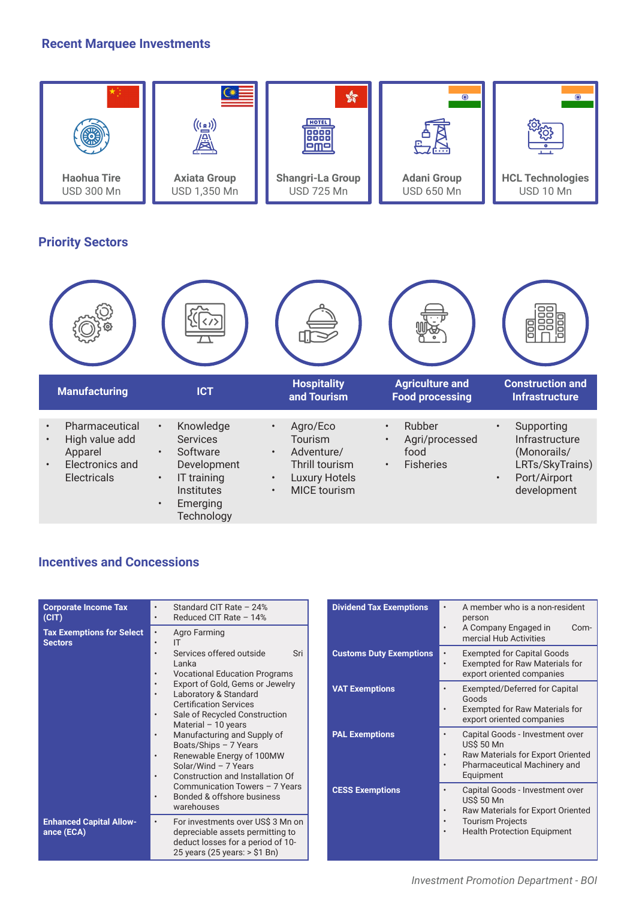## Recent Marquee Investments

| Company | Investment |
|---|---|
| Haohua Tire | USD 300 Mn |
| Axiata Group | USD 1,350 Mn |
| Shangri-La Group | USD 725 Mn |
| Adani Group | USD 650 Mn |
| HCL Technologies | USD 10 Mn |

## Priority Sectors

| Manufacturing | ICT | Hospitality and Tourism | Agriculture and Food processing | Construction and Infrastructure |
|---|---|---|---|---|
| • Pharmaceutical<br>• High value add Apparel<br>• Electronics and Electricals | • Knowledge Services<br>• Software Development<br>• IT training Institutes<br>• Emerging Technology | • Agro/Eco Tourism<br>• Adventure/ Thrill tourism<br>• Luxury Hotels<br>• MICE tourism | • Rubber<br>• Agri/processed food<br>• Fisheries | • Supporting Infrastructure (Monorails/ LRTs/SkyTrains)<br>• Port/Airport development |

## Incentives and Concessions

| | |
|---|---|
| **Corporate Income Tax (CIT)** | • Standard CIT Rate – 24%<br>• Reduced CIT Rate – 14% |
| **Tax Exemptions for Select Sectors** | • Agro Farming<br>• IT<br>• Services offered outside Sri Lanka<br>• Vocational Education Programs<br>• Export of Gold, Gems or Jewelry<br>• Laboratory & Standard Certification Services<br>• Sale of Recycled Construction Material – 10 years<br>• Manufacturing and Supply of Boats/Ships – 7 Years<br>• Renewable Energy of 100MW Solar/Wind – 7 Years<br>• Construction and Installation Of Communication Towers – 7 Years<br>• Bonded & offshore business warehouses |
| **Enhanced Capital Allowance (ECA)** | • For investments over US$ 3 Mn on depreciable assets permitting to deduct losses for a period of 10-25 years (25 years: > $1 Bn) |

| | |
|---|---|
| **Dividend Tax Exemptions** | • A member who is a non-resident person<br>• A Company Engaged in Commercial Hub Activities |
| **Customs Duty Exemptions** | • Exempted for Capital Goods<br>• Exempted for Raw Materials for export oriented companies |
| **VAT Exemptions** | • Exempted/Deferred for Capital Goods<br>• Exempted for Raw Materials for export oriented companies |
| **PAL Exemptions** | • Capital Goods - Investment over US$ 50 Mn<br>• Raw Materials for Export Oriented<br>• Pharmaceutical Machinery and Equipment |
| **CESS Exemptions** | • Capital Goods - Investment over US$ 50 Mn<br>• Raw Materials for Export Oriented<br>• Tourism Projects<br>• Health Protection Equipment |

*Investment Promotion Department - BOI*